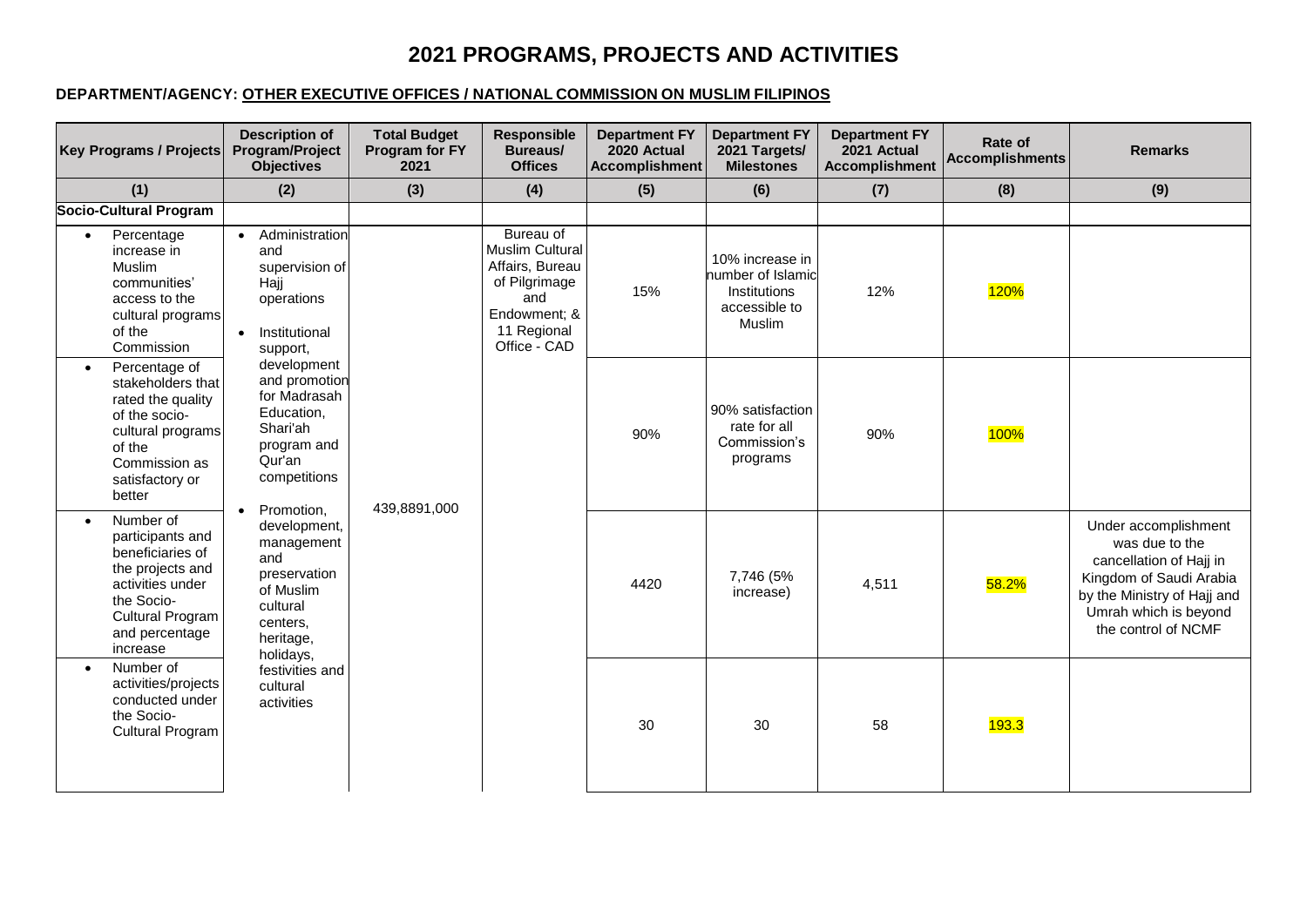# 2021 PROGRAMS, PROJECTS AND ACTIVITIES

**DEPARTMENT/AGENCY: OTHER EXECUTIVE OFFICES / NATIONAL COMMISSION ON MUSLIM FILIPINOS**

| Key Programs / Projects | Description of Program/Project Objectives | Total Budget Program for FY 2021 | Responsible Bureaus/ Offices | Department FY 2020 Actual Accomplishment | Department FY 2021 Targets/ Milestones | Department FY 2021 Actual Accomplishment | Rate of Accomplishments | Remarks |
|---|---|---|---|---|---|---|---|---|
| (1) | (2) | (3) | (4) | (5) | (6) | (7) | (8) | (9) |
| **Socio-Cultural Program** | | | | | | | | |
| • Percentage increase in Muslim communities' access to the cultural programs of the Commission | • Administration and supervision of Hajj operations<br>• Institutional support, development and promotion for Madrasah Education, Shari'ah program and Qur'an competitions<br>• Promotion, development, management and preservation of Muslim cultural centers, heritage, holidays, festivities and cultural activities | 439,8891,000 | Bureau of Muslim Cultural Affairs, Bureau of Pilgrimage and Endowment; & 11 Regional Office - CAD | 15% | 10% increase in number of Islamic Institutions accessible to Muslim | 12% | 120% | |
| • Percentage of stakeholders that rated the quality of the socio-cultural programs of the Commission as satisfactory or better | | | | 90% | 90% satisfaction rate for all Commission's programs | 90% | 100% | |
| • Number of participants and beneficiaries of the projects and activities under the Socio-Cultural Program and percentage increase | | | | 4420 | 7,746 (5% increase) | 4,511 | 58.2% | Under accomplishment was due to the cancellation of Hajj in Kingdom of Saudi Arabia by the Ministry of Hajj and Umrah which is beyond the control of NCMF |
| • Number of activities/projects conducted under the Socio-Cultural Program | | | | 30 | 30 | 58 | 193.3 | |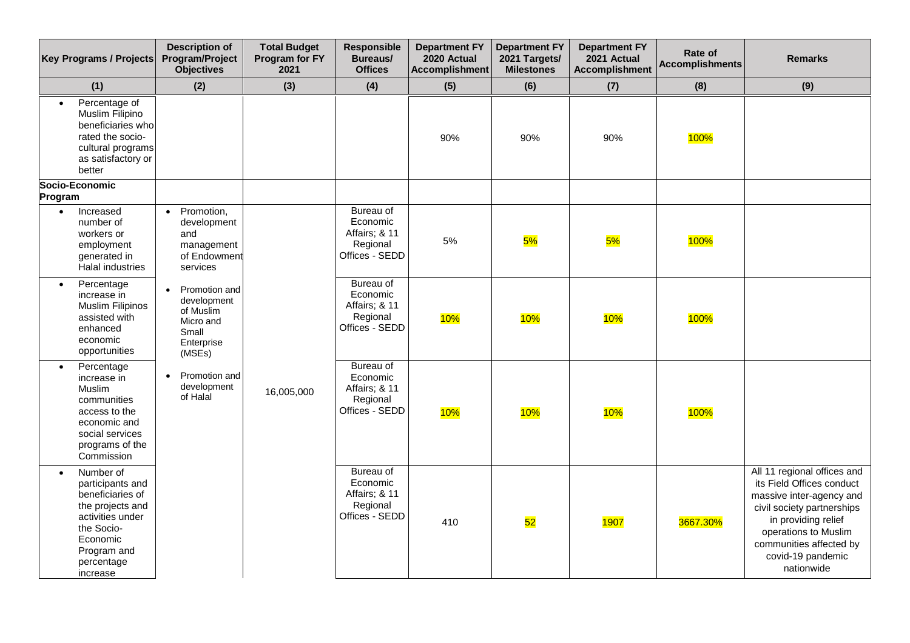| Key Programs / Projects | Description of Program/Project Objectives | Total Budget Program for FY 2021 | Responsible Bureaus/ Offices | Department FY 2020 Actual Accomplishment | Department FY 2021 Targets/ Milestones | Department FY 2021 Actual Accomplishment | Rate of Accomplishments | Remarks |
|---|---|---|---|---|---|---|---|---|
| (1) | (2) | (3) | (4) | (5) | (6) | (7) | (8) | (9) |
| • Percentage of Muslim Filipino beneficiaries who rated the socio-cultural programs as satisfactory or better | | | | 90% | 90% | 90% | 100% | |
| **Socio-Economic Program** | | | | | | | | |
| • Increased number of workers or employment generated in Halal industries | • Promotion, development and management of Endowment services<br>• Promotion and development of Muslim Micro and Small Enterprise (MSEs)<br>• Promotion and development of Halal | 16,005,000 | Bureau of Economic Affairs; & 11 Regional Offices - SEDD | 5% | 5% | 5% | 100% | |
| • Percentage increase in Muslim Filipinos assisted with enhanced economic opportunities | | | Bureau of Economic Affairs; & 11 Regional Offices - SEDD | 10% | 10% | 10% | 100% | |
| • Percentage increase in Muslim communities access to the economic and social services programs of the Commission | | | Bureau of Economic Affairs; & 11 Regional Offices - SEDD | 10% | 10% | 10% | 100% | |
| • Number of participants and beneficiaries of the projects and activities under the Socio-Economic Program and percentage increase | | | Bureau of Economic Affairs; & 11 Regional Offices - SEDD | 410 | 52 | 1907 | 3667.30% | All 11 regional offices and its Field Offices conduct massive inter-agency and civil society partnerships in providing relief operations to Muslim communities affected by covid-19 pandemic nationwide |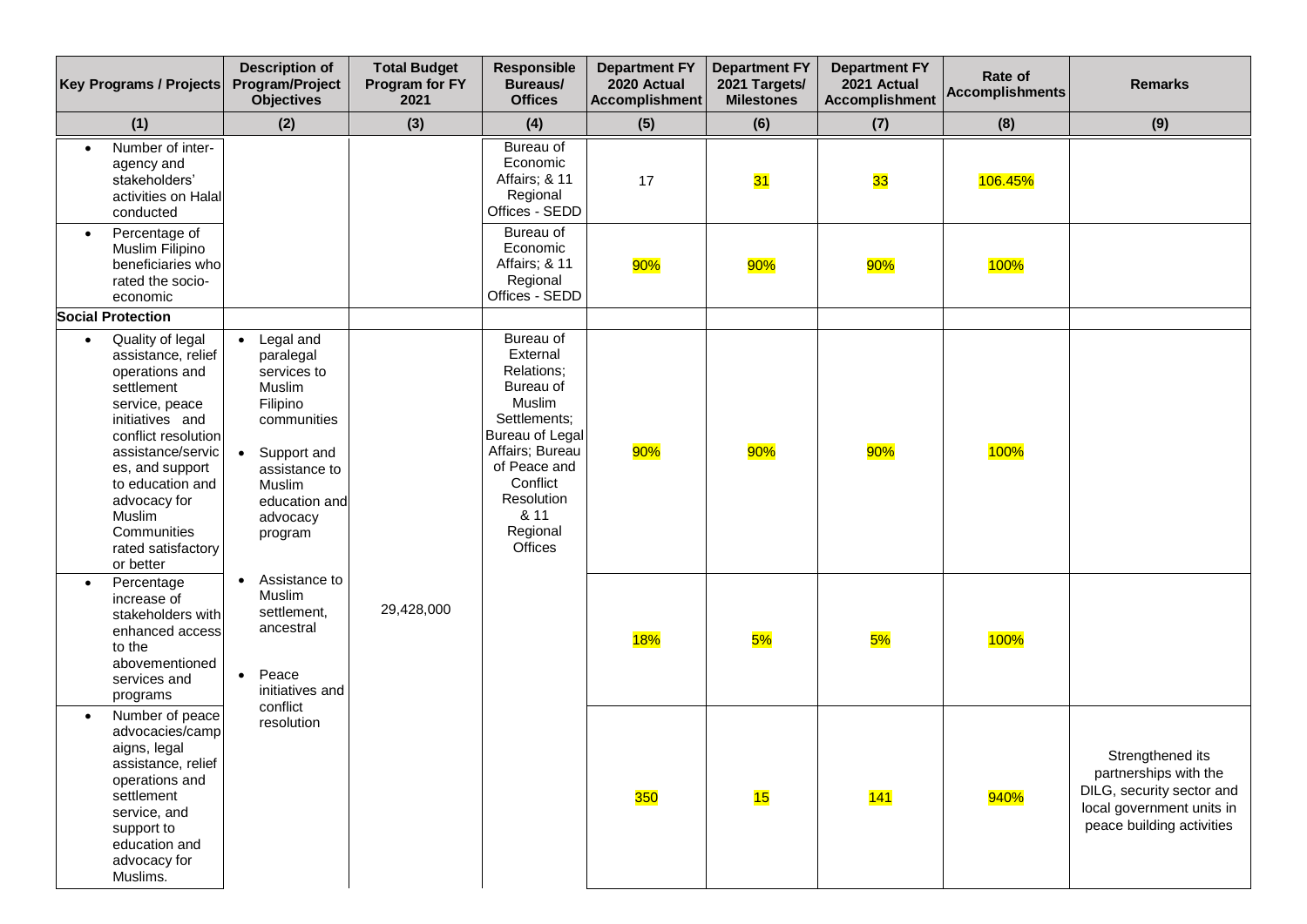| Key Programs / Projects | Description of Program/Project Objectives | Total Budget Program for FY 2021 | Responsible Bureaus/ Offices | Department FY 2020 Actual Accomplishment | Department FY 2021 Targets/ Milestones | Department FY 2021 Actual Accomplishment | Rate of Accomplishments | Remarks |
|---|---|---|---|---|---|---|---|---|
| (1) | (2) | (3) | (4) | (5) | (6) | (7) | (8) | (9) |
| • Number of inter-agency and stakeholders' activities on Halal conducted | | | Bureau of Economic Affairs; & 11 Regional Offices - SEDD | 17 | 31 | 33 | 106.45% | |
| • Percentage of Muslim Filipino beneficiaries who rated the socio-economic | | | Bureau of Economic Affairs; & 11 Regional Offices - SEDD | 90% | 90% | 90% | 100% | |
| **Social Protection** | | | | | | | | |
| • Quality of legal assistance, relief operations and settlement service, peace initiatives and conflict resolution assistance/services, and support to education and advocacy for Muslim Communities rated satisfactory or better | • Legal and paralegal services to Muslim Filipino communities<br>• Support and assistance to Muslim education and advocacy program<br>• Assistance to Muslim settlement, ancestral<br>• Peace initiatives and conflict resolution | 29,428,000 | Bureau of External Relations; Bureau of Muslim Settlements; Bureau of Legal Affairs; Bureau of Peace and Conflict Resolution & 11 Regional Offices | 90% | 90% | 90% | 100% | |
| • Percentage increase of stakeholders with enhanced access to the abovementioned services and programs | | | | 18% | 5% | 5% | 100% | |
| • Number of peace advocacies/campaigns, legal assistance, relief operations and settlement service, and support to education and advocacy for Muslims. | | | | 350 | 15 | 141 | 940% | Strengthened its partnerships with the DILG, security sector and local government units in peace building activities |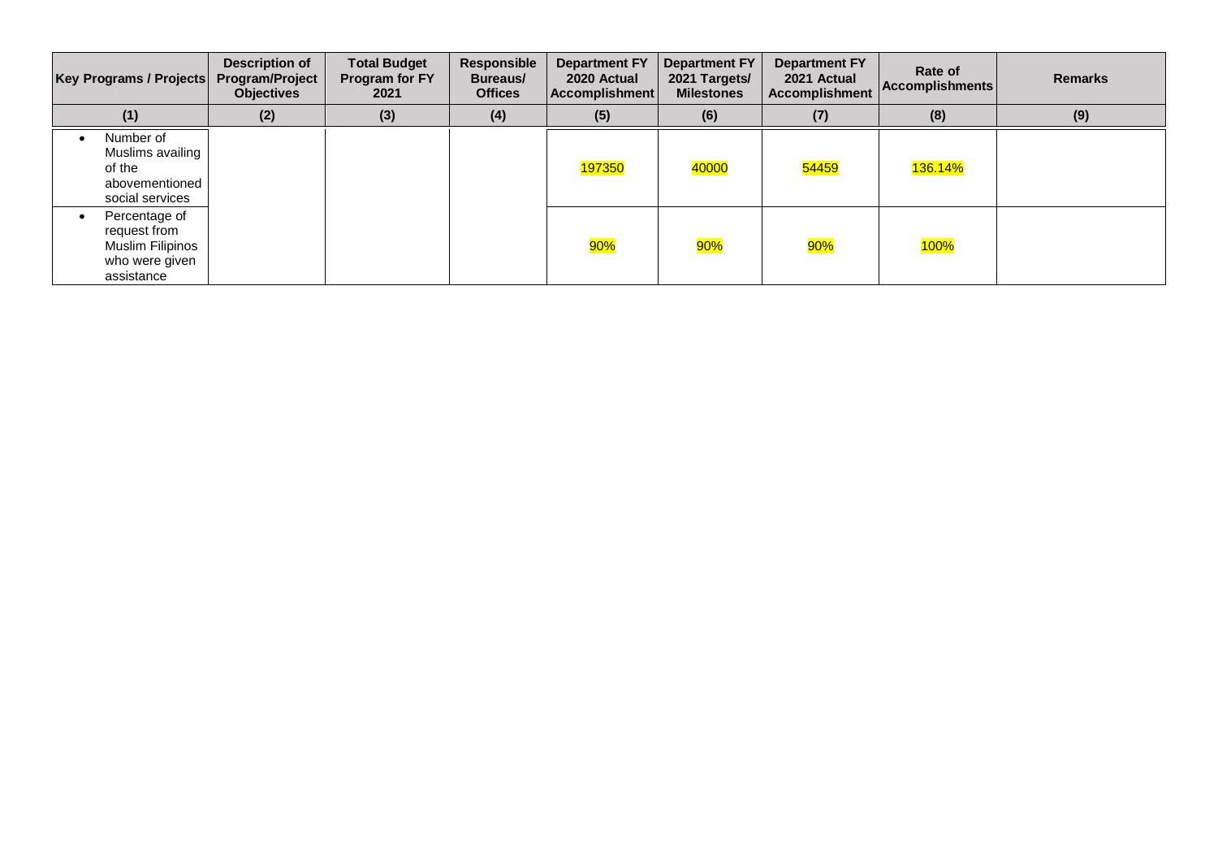| Key Programs / Projects | Description of Program/Project Objectives | Total Budget Program for FY 2021 | Responsible Bureaus/ Offices | Department FY 2020 Actual Accomplishment | Department FY 2021 Targets/ Milestones | Department FY 2021 Actual Accomplishment | Rate of Accomplishments | Remarks |
|---|---|---|---|---|---|---|---|---|
| (1) | (2) | (3) | (4) | (5) | (6) | (7) | (8) | (9) |
| • Number of Muslims availing of the abovementioned social services | | | | 197350 | 40000 | 54459 | 136.14% | |
| • Percentage of request from Muslim Filipinos who were given assistance | | | | 90% | 90% | 90% | 100% | |